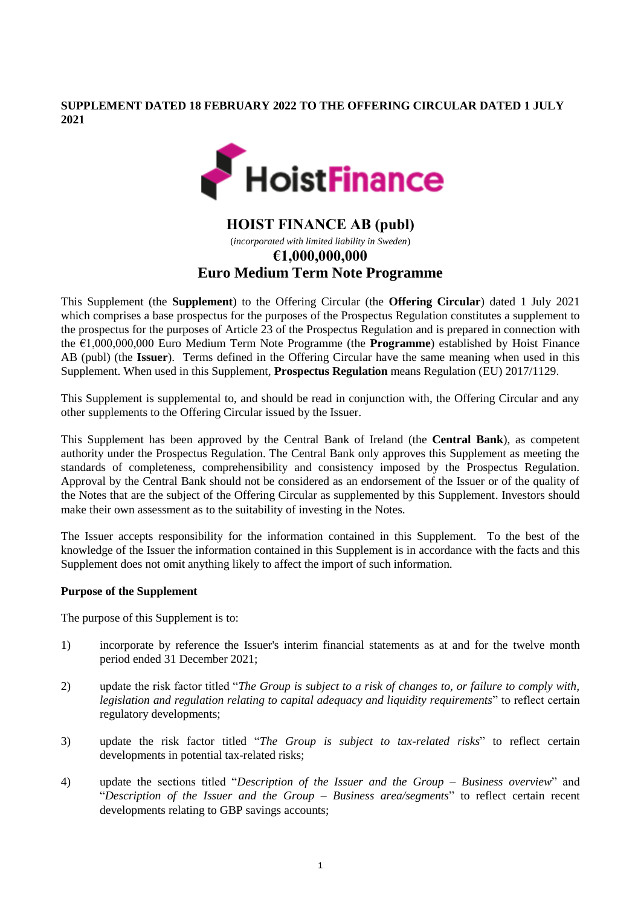**SUPPLEMENT DATED 18 FEBRUARY 2022 TO THE OFFERING CIRCULAR DATED 1 JULY 2021**

# HOIST FINANCE AB (publ)

(*incorporated with limited liability in Sweden*)

## €1,000,000,000
## Euro Medium Term Note Programme

This Supplement (the **Supplement**) to the Offering Circular (the **Offering Circular**) dated 1 July 2021 which comprises a base prospectus for the purposes of the Prospectus Regulation constitutes a supplement to the prospectus for the purposes of Article 23 of the Prospectus Regulation and is prepared in connection with the €1,000,000,000 Euro Medium Term Note Programme (the **Programme**) established by Hoist Finance AB (publ) (the **Issuer**). Terms defined in the Offering Circular have the same meaning when used in this Supplement. When used in this Supplement, **Prospectus Regulation** means Regulation (EU) 2017/1129.

This Supplement is supplemental to, and should be read in conjunction with, the Offering Circular and any other supplements to the Offering Circular issued by the Issuer.

This Supplement has been approved by the Central Bank of Ireland (the **Central Bank**), as competent authority under the Prospectus Regulation. The Central Bank only approves this Supplement as meeting the standards of completeness, comprehensibility and consistency imposed by the Prospectus Regulation. Approval by the Central Bank should not be considered as an endorsement of the Issuer or of the quality of the Notes that are the subject of the Offering Circular as supplemented by this Supplement. Investors should make their own assessment as to the suitability of investing in the Notes.

The Issuer accepts responsibility for the information contained in this Supplement. To the best of the knowledge of the Issuer the information contained in this Supplement is in accordance with the facts and this Supplement does not omit anything likely to affect the import of such information.

**Purpose of the Supplement**

The purpose of this Supplement is to:

1) incorporate by reference the Issuer's interim financial statements as at and for the twelve month period ended 31 December 2021;

2) update the risk factor titled "*The Group is subject to a risk of changes to, or failure to comply with, legislation and regulation relating to capital adequacy and liquidity requirements*" to reflect certain regulatory developments;

3) update the risk factor titled "*The Group is subject to tax-related risks*" to reflect certain developments in potential tax-related risks;

4) update the sections titled "*Description of the Issuer and the Group – Business overview*" and "*Description of the Issuer and the Group – Business area/segments*" to reflect certain recent developments relating to GBP savings accounts;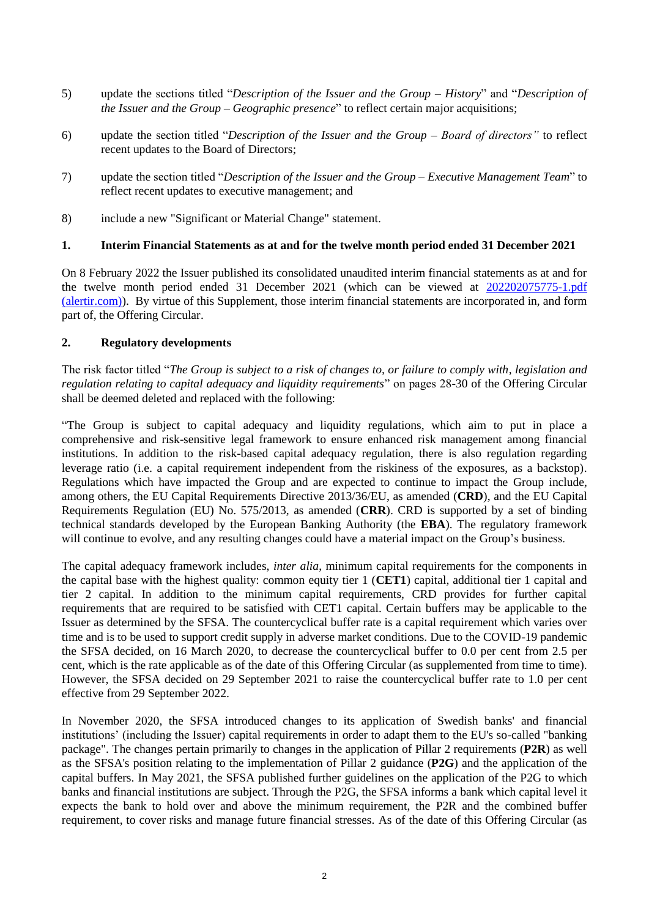5) update the sections titled "*Description of the Issuer and the Group – History*" and "*Description of the Issuer and the Group – Geographic presence*" to reflect certain major acquisitions;

6) update the section titled "*Description of the Issuer and the Group – Board of directors"* to reflect recent updates to the Board of Directors;

7) update the section titled "*Description of the Issuer and the Group – Executive Management Team*" to reflect recent updates to executive management; and

8) include a new "Significant or Material Change" statement.

## 1. Interim Financial Statements as at and for the twelve month period ended 31 December 2021

On 8 February 2022 the Issuer published its consolidated unaudited interim financial statements as at and for the twelve month period ended 31 December 2021 (which can be viewed at 202202075775-1.pdf (alertir.com)). By virtue of this Supplement, those interim financial statements are incorporated in, and form part of, the Offering Circular.

## 2. Regulatory developments

The risk factor titled "*The Group is subject to a risk of changes to, or failure to comply with, legislation and regulation relating to capital adequacy and liquidity requirements*" on pages 28-30 of the Offering Circular shall be deemed deleted and replaced with the following:

"The Group is subject to capital adequacy and liquidity regulations, which aim to put in place a comprehensive and risk-sensitive legal framework to ensure enhanced risk management among financial institutions. In addition to the risk-based capital adequacy regulation, there is also regulation regarding leverage ratio (i.e. a capital requirement independent from the riskiness of the exposures, as a backstop). Regulations which have impacted the Group and are expected to continue to impact the Group include, among others, the EU Capital Requirements Directive 2013/36/EU, as amended (**CRD**), and the EU Capital Requirements Regulation (EU) No. 575/2013, as amended (**CRR**). CRD is supported by a set of binding technical standards developed by the European Banking Authority (the **EBA**). The regulatory framework will continue to evolve, and any resulting changes could have a material impact on the Group's business.

The capital adequacy framework includes, *inter alia*, minimum capital requirements for the components in the capital base with the highest quality: common equity tier 1 (**CET1**) capital, additional tier 1 capital and tier 2 capital. In addition to the minimum capital requirements, CRD provides for further capital requirements that are required to be satisfied with CET1 capital. Certain buffers may be applicable to the Issuer as determined by the SFSA. The countercyclical buffer rate is a capital requirement which varies over time and is to be used to support credit supply in adverse market conditions. Due to the COVID-19 pandemic the SFSA decided, on 16 March 2020, to decrease the countercyclical buffer to 0.0 per cent from 2.5 per cent, which is the rate applicable as of the date of this Offering Circular (as supplemented from time to time). However, the SFSA decided on 29 September 2021 to raise the countercyclical buffer rate to 1.0 per cent effective from 29 September 2022.

In November 2020, the SFSA introduced changes to its application of Swedish banks' and financial institutions' (including the Issuer) capital requirements in order to adapt them to the EU's so-called "banking package". The changes pertain primarily to changes in the application of Pillar 2 requirements (**P2R**) as well as the SFSA's position relating to the implementation of Pillar 2 guidance (**P2G**) and the application of the capital buffers. In May 2021, the SFSA published further guidelines on the application of the P2G to which banks and financial institutions are subject. Through the P2G, the SFSA informs a bank which capital level it expects the bank to hold over and above the minimum requirement, the P2R and the combined buffer requirement, to cover risks and manage future financial stresses. As of the date of this Offering Circular (as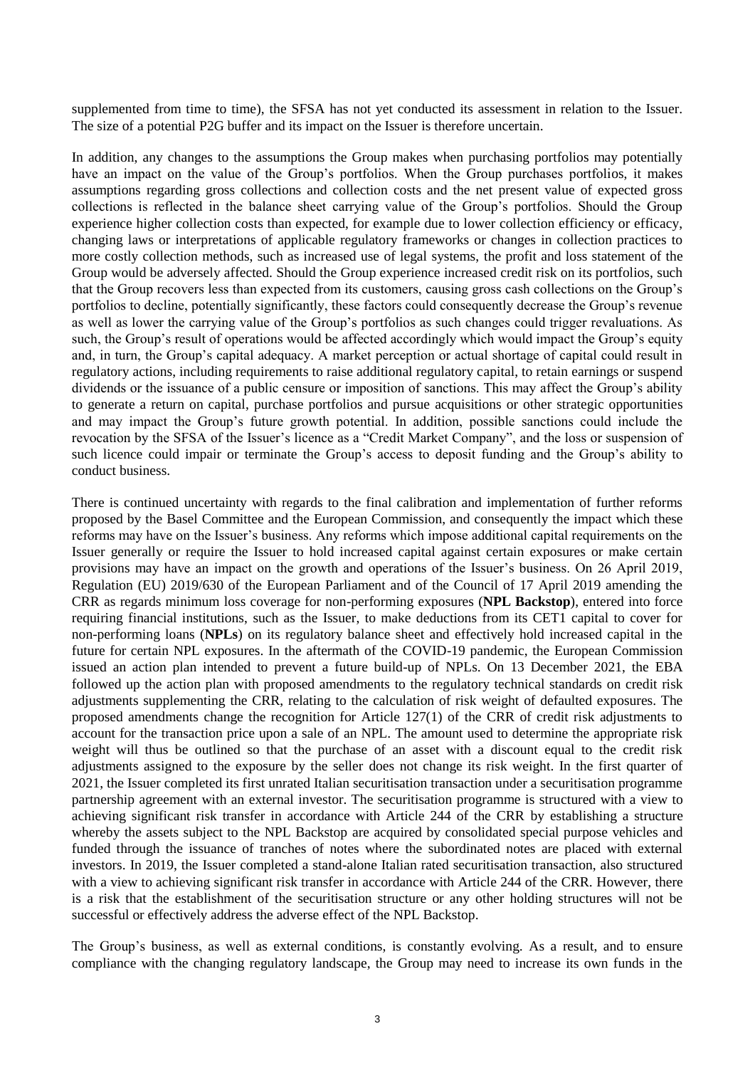supplemented from time to time), the SFSA has not yet conducted its assessment in relation to the Issuer. The size of a potential P2G buffer and its impact on the Issuer is therefore uncertain.

In addition, any changes to the assumptions the Group makes when purchasing portfolios may potentially have an impact on the value of the Group's portfolios. When the Group purchases portfolios, it makes assumptions regarding gross collections and collection costs and the net present value of expected gross collections is reflected in the balance sheet carrying value of the Group's portfolios. Should the Group experience higher collection costs than expected, for example due to lower collection efficiency or efficacy, changing laws or interpretations of applicable regulatory frameworks or changes in collection practices to more costly collection methods, such as increased use of legal systems, the profit and loss statement of the Group would be adversely affected. Should the Group experience increased credit risk on its portfolios, such that the Group recovers less than expected from its customers, causing gross cash collections on the Group's portfolios to decline, potentially significantly, these factors could consequently decrease the Group's revenue as well as lower the carrying value of the Group's portfolios as such changes could trigger revaluations. As such, the Group's result of operations would be affected accordingly which would impact the Group's equity and, in turn, the Group's capital adequacy. A market perception or actual shortage of capital could result in regulatory actions, including requirements to raise additional regulatory capital, to retain earnings or suspend dividends or the issuance of a public censure or imposition of sanctions. This may affect the Group's ability to generate a return on capital, purchase portfolios and pursue acquisitions or other strategic opportunities and may impact the Group's future growth potential. In addition, possible sanctions could include the revocation by the SFSA of the Issuer's licence as a "Credit Market Company", and the loss or suspension of such licence could impair or terminate the Group's access to deposit funding and the Group's ability to conduct business.

There is continued uncertainty with regards to the final calibration and implementation of further reforms proposed by the Basel Committee and the European Commission, and consequently the impact which these reforms may have on the Issuer's business. Any reforms which impose additional capital requirements on the Issuer generally or require the Issuer to hold increased capital against certain exposures or make certain provisions may have an impact on the growth and operations of the Issuer's business. On 26 April 2019, Regulation (EU) 2019/630 of the European Parliament and of the Council of 17 April 2019 amending the CRR as regards minimum loss coverage for non-performing exposures (**NPL Backstop**), entered into force requiring financial institutions, such as the Issuer, to make deductions from its CET1 capital to cover for non-performing loans (**NPLs**) on its regulatory balance sheet and effectively hold increased capital in the future for certain NPL exposures. In the aftermath of the COVID-19 pandemic, the European Commission issued an action plan intended to prevent a future build-up of NPLs. On 13 December 2021, the EBA followed up the action plan with proposed amendments to the regulatory technical standards on credit risk adjustments supplementing the CRR, relating to the calculation of risk weight of defaulted exposures. The proposed amendments change the recognition for Article 127(1) of the CRR of credit risk adjustments to account for the transaction price upon a sale of an NPL. The amount used to determine the appropriate risk weight will thus be outlined so that the purchase of an asset with a discount equal to the credit risk adjustments assigned to the exposure by the seller does not change its risk weight. In the first quarter of 2021, the Issuer completed its first unrated Italian securitisation transaction under a securitisation programme partnership agreement with an external investor. The securitisation programme is structured with a view to achieving significant risk transfer in accordance with Article 244 of the CRR by establishing a structure whereby the assets subject to the NPL Backstop are acquired by consolidated special purpose vehicles and funded through the issuance of tranches of notes where the subordinated notes are placed with external investors. In 2019, the Issuer completed a stand-alone Italian rated securitisation transaction, also structured with a view to achieving significant risk transfer in accordance with Article 244 of the CRR. However, there is a risk that the establishment of the securitisation structure or any other holding structures will not be successful or effectively address the adverse effect of the NPL Backstop.

The Group's business, as well as external conditions, is constantly evolving. As a result, and to ensure compliance with the changing regulatory landscape, the Group may need to increase its own funds in the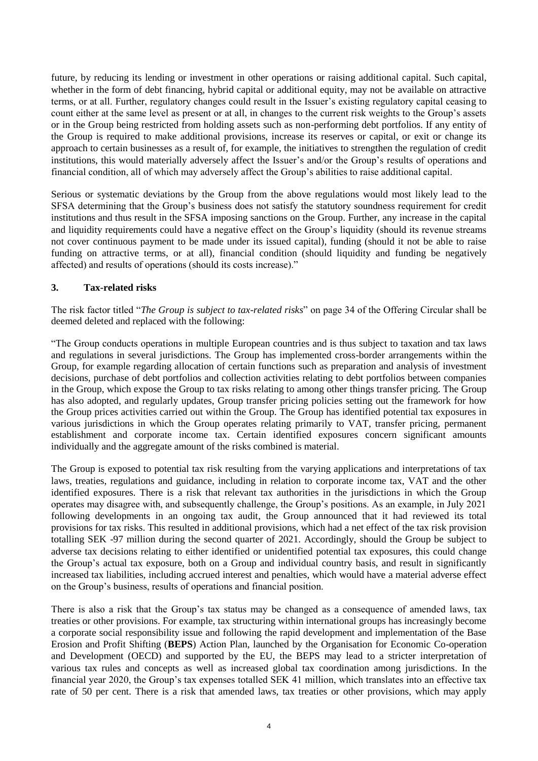future, by reducing its lending or investment in other operations or raising additional capital. Such capital, whether in the form of debt financing, hybrid capital or additional equity, may not be available on attractive terms, or at all. Further, regulatory changes could result in the Issuer's existing regulatory capital ceasing to count either at the same level as present or at all, in changes to the current risk weights to the Group's assets or in the Group being restricted from holding assets such as non-performing debt portfolios. If any entity of the Group is required to make additional provisions, increase its reserves or capital, or exit or change its approach to certain businesses as a result of, for example, the initiatives to strengthen the regulation of credit institutions, this would materially adversely affect the Issuer's and/or the Group's results of operations and financial condition, all of which may adversely affect the Group's abilities to raise additional capital.

Serious or systematic deviations by the Group from the above regulations would most likely lead to the SFSA determining that the Group's business does not satisfy the statutory soundness requirement for credit institutions and thus result in the SFSA imposing sanctions on the Group. Further, any increase in the capital and liquidity requirements could have a negative effect on the Group's liquidity (should its revenue streams not cover continuous payment to be made under its issued capital), funding (should it not be able to raise funding on attractive terms, or at all), financial condition (should liquidity and funding be negatively affected) and results of operations (should its costs increase)."

## 3. Tax-related risks

The risk factor titled "*The Group is subject to tax-related risks*" on page 34 of the Offering Circular shall be deemed deleted and replaced with the following:

"The Group conducts operations in multiple European countries and is thus subject to taxation and tax laws and regulations in several jurisdictions. The Group has implemented cross-border arrangements within the Group, for example regarding allocation of certain functions such as preparation and analysis of investment decisions, purchase of debt portfolios and collection activities relating to debt portfolios between companies in the Group, which expose the Group to tax risks relating to among other things transfer pricing. The Group has also adopted, and regularly updates, Group transfer pricing policies setting out the framework for how the Group prices activities carried out within the Group. The Group has identified potential tax exposures in various jurisdictions in which the Group operates relating primarily to VAT, transfer pricing, permanent establishment and corporate income tax. Certain identified exposures concern significant amounts individually and the aggregate amount of the risks combined is material.

The Group is exposed to potential tax risk resulting from the varying applications and interpretations of tax laws, treaties, regulations and guidance, including in relation to corporate income tax, VAT and the other identified exposures. There is a risk that relevant tax authorities in the jurisdictions in which the Group operates may disagree with, and subsequently challenge, the Group's positions. As an example, in July 2021 following developments in an ongoing tax audit, the Group announced that it had reviewed its total provisions for tax risks. This resulted in additional provisions, which had a net effect of the tax risk provision totalling SEK -97 million during the second quarter of 2021. Accordingly, should the Group be subject to adverse tax decisions relating to either identified or unidentified potential tax exposures, this could change the Group's actual tax exposure, both on a Group and individual country basis, and result in significantly increased tax liabilities, including accrued interest and penalties, which would have a material adverse effect on the Group's business, results of operations and financial position.

There is also a risk that the Group's tax status may be changed as a consequence of amended laws, tax treaties or other provisions. For example, tax structuring within international groups has increasingly become a corporate social responsibility issue and following the rapid development and implementation of the Base Erosion and Profit Shifting (**BEPS**) Action Plan, launched by the Organisation for Economic Co-operation and Development (OECD) and supported by the EU, the BEPS may lead to a stricter interpretation of various tax rules and concepts as well as increased global tax coordination among jurisdictions. In the financial year 2020, the Group's tax expenses totalled SEK 41 million, which translates into an effective tax rate of 50 per cent. There is a risk that amended laws, tax treaties or other provisions, which may apply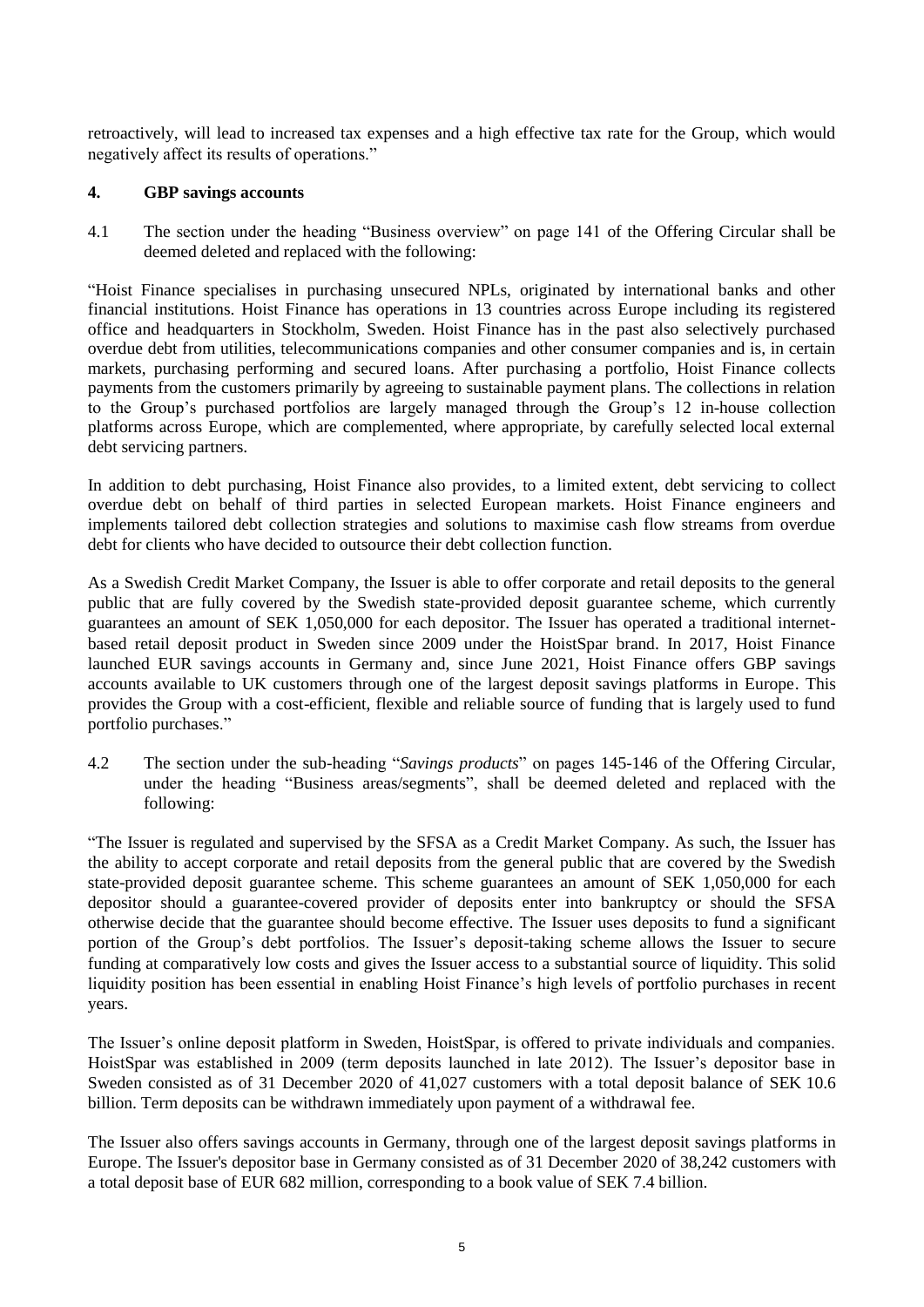retroactively, will lead to increased tax expenses and a high effective tax rate for the Group, which would negatively affect its results of operations."

## 4. GBP savings accounts

4.1 The section under the heading "Business overview" on page 141 of the Offering Circular shall be deemed deleted and replaced with the following:

"Hoist Finance specialises in purchasing unsecured NPLs, originated by international banks and other financial institutions. Hoist Finance has operations in 13 countries across Europe including its registered office and headquarters in Stockholm, Sweden. Hoist Finance has in the past also selectively purchased overdue debt from utilities, telecommunications companies and other consumer companies and is, in certain markets, purchasing performing and secured loans. After purchasing a portfolio, Hoist Finance collects payments from the customers primarily by agreeing to sustainable payment plans. The collections in relation to the Group's purchased portfolios are largely managed through the Group's 12 in-house collection platforms across Europe, which are complemented, where appropriate, by carefully selected local external debt servicing partners.

In addition to debt purchasing, Hoist Finance also provides, to a limited extent, debt servicing to collect overdue debt on behalf of third parties in selected European markets. Hoist Finance engineers and implements tailored debt collection strategies and solutions to maximise cash flow streams from overdue debt for clients who have decided to outsource their debt collection function.

As a Swedish Credit Market Company, the Issuer is able to offer corporate and retail deposits to the general public that are fully covered by the Swedish state-provided deposit guarantee scheme, which currently guarantees an amount of SEK 1,050,000 for each depositor. The Issuer has operated a traditional internet-based retail deposit product in Sweden since 2009 under the HoistSpar brand. In 2017, Hoist Finance launched EUR savings accounts in Germany and, since June 2021, Hoist Finance offers GBP savings accounts available to UK customers through one of the largest deposit savings platforms in Europe. This provides the Group with a cost-efficient, flexible and reliable source of funding that is largely used to fund portfolio purchases."

4.2 The section under the sub-heading "*Savings products*" on pages 145-146 of the Offering Circular, under the heading "Business areas/segments", shall be deemed deleted and replaced with the following:

"The Issuer is regulated and supervised by the SFSA as a Credit Market Company. As such, the Issuer has the ability to accept corporate and retail deposits from the general public that are covered by the Swedish state-provided deposit guarantee scheme. This scheme guarantees an amount of SEK 1,050,000 for each depositor should a guarantee-covered provider of deposits enter into bankruptcy or should the SFSA otherwise decide that the guarantee should become effective. The Issuer uses deposits to fund a significant portion of the Group's debt portfolios. The Issuer's deposit-taking scheme allows the Issuer to secure funding at comparatively low costs and gives the Issuer access to a substantial source of liquidity. This solid liquidity position has been essential in enabling Hoist Finance's high levels of portfolio purchases in recent years.

The Issuer's online deposit platform in Sweden, HoistSpar, is offered to private individuals and companies. HoistSpar was established in 2009 (term deposits launched in late 2012). The Issuer's depositor base in Sweden consisted as of 31 December 2020 of 41,027 customers with a total deposit balance of SEK 10.6 billion. Term deposits can be withdrawn immediately upon payment of a withdrawal fee.

The Issuer also offers savings accounts in Germany, through one of the largest deposit savings platforms in Europe. The Issuer's depositor base in Germany consisted as of 31 December 2020 of 38,242 customers with a total deposit base of EUR 682 million, corresponding to a book value of SEK 7.4 billion.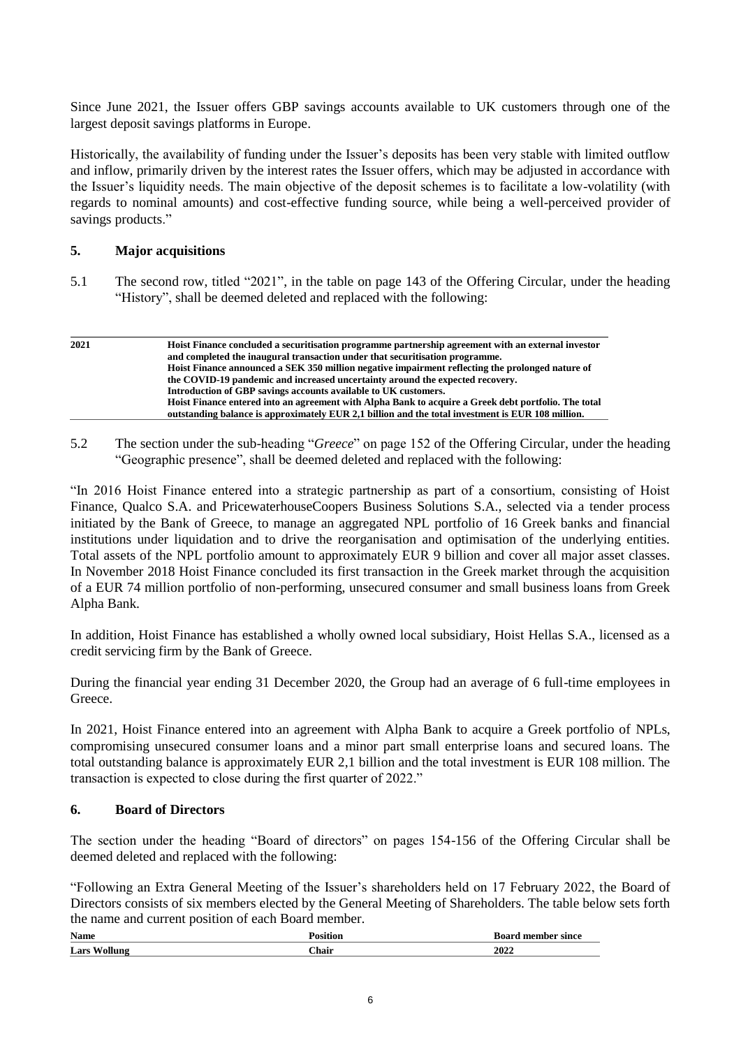Since June 2021, the Issuer offers GBP savings accounts available to UK customers through one of the largest deposit savings platforms in Europe.

Historically, the availability of funding under the Issuer's deposits has been very stable with limited outflow and inflow, primarily driven by the interest rates the Issuer offers, which may be adjusted in accordance with the Issuer's liquidity needs. The main objective of the deposit schemes is to facilitate a low-volatility (with regards to nominal amounts) and cost-effective funding source, while being a well-perceived provider of savings products."

## 5. Major acquisitions

5.1 The second row, titled "2021", in the table on page 143 of the Offering Circular, under the heading "History", shall be deemed deleted and replaced with the following:

| | |
|---|---|
| **2021** | **Hoist Finance concluded a securitisation programme partnership agreement with an external investor and completed the inaugural transaction under that securitisation programme.**<br>**Hoist Finance announced a SEK 350 million negative impairment reflecting the prolonged nature of the COVID-19 pandemic and increased uncertainty around the expected recovery.**<br>**Introduction of GBP savings accounts available to UK customers.**<br>**Hoist Finance entered into an agreement with Alpha Bank to acquire a Greek debt portfolio. The total outstanding balance is approximately EUR 2,1 billion and the total investment is EUR 108 million.** |

5.2 The section under the sub-heading "*Greece*" on page 152 of the Offering Circular, under the heading "Geographic presence", shall be deemed deleted and replaced with the following:

"In 2016 Hoist Finance entered into a strategic partnership as part of a consortium, consisting of Hoist Finance, Qualco S.A. and PricewaterhouseCoopers Business Solutions S.A., selected via a tender process initiated by the Bank of Greece, to manage an aggregated NPL portfolio of 16 Greek banks and financial institutions under liquidation and to drive the reorganisation and optimisation of the underlying entities. Total assets of the NPL portfolio amount to approximately EUR 9 billion and cover all major asset classes. In November 2018 Hoist Finance concluded its first transaction in the Greek market through the acquisition of a EUR 74 million portfolio of non-performing, unsecured consumer and small business loans from Greek Alpha Bank.

In addition, Hoist Finance has established a wholly owned local subsidiary, Hoist Hellas S.A., licensed as a credit servicing firm by the Bank of Greece.

During the financial year ending 31 December 2020, the Group had an average of 6 full-time employees in Greece.

In 2021, Hoist Finance entered into an agreement with Alpha Bank to acquire a Greek portfolio of NPLs, compromising unsecured consumer loans and a minor part small enterprise loans and secured loans. The total outstanding balance is approximately EUR 2,1 billion and the total investment is EUR 108 million. The transaction is expected to close during the first quarter of 2022."

## 6. Board of Directors

The section under the heading "Board of directors" on pages 154-156 of the Offering Circular shall be deemed deleted and replaced with the following:

"Following an Extra General Meeting of the Issuer's shareholders held on 17 February 2022, the Board of Directors consists of six members elected by the General Meeting of Shareholders. The table below sets forth the name and current position of each Board member.

| Name | Position | Board member since |
|---|---|---|
| **Lars Wollung** | **Chair** | **2022** |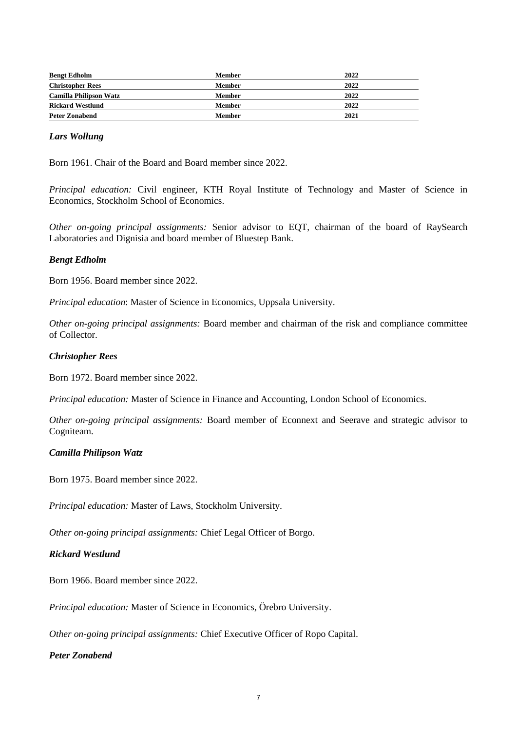| | | |
|---|---|---|
| **Bengt Edholm** | **Member** | **2022** |
| **Christopher Rees** | **Member** | **2022** |
| **Camilla Philipson Watz** | **Member** | **2022** |
| **Rickard Westlund** | **Member** | **2022** |
| **Peter Zonabend** | **Member** | **2021** |

***Lars Wollung***

Born 1961. Chair of the Board and Board member since 2022.

*Principal education:* Civil engineer, KTH Royal Institute of Technology and Master of Science in Economics, Stockholm School of Economics.

*Other on-going principal assignments:* Senior advisor to EQT, chairman of the board of RaySearch Laboratories and Dignisia and board member of Bluestep Bank.

***Bengt Edholm***

Born 1956. Board member since 2022.

*Principal education*: Master of Science in Economics, Uppsala University.

*Other on-going principal assignments:* Board member and chairman of the risk and compliance committee of Collector.

***Christopher Rees***

Born 1972. Board member since 2022.

*Principal education:* Master of Science in Finance and Accounting, London School of Economics.

*Other on-going principal assignments:* Board member of Econnext and Seerave and strategic advisor to Cogniteam.

***Camilla Philipson Watz***

Born 1975. Board member since 2022.

*Principal education:* Master of Laws, Stockholm University.

*Other on-going principal assignments:* Chief Legal Officer of Borgo.

***Rickard Westlund***

Born 1966. Board member since 2022.

*Principal education:* Master of Science in Economics, Örebro University.

*Other on-going principal assignments:* Chief Executive Officer of Ropo Capital.

***Peter Zonabend***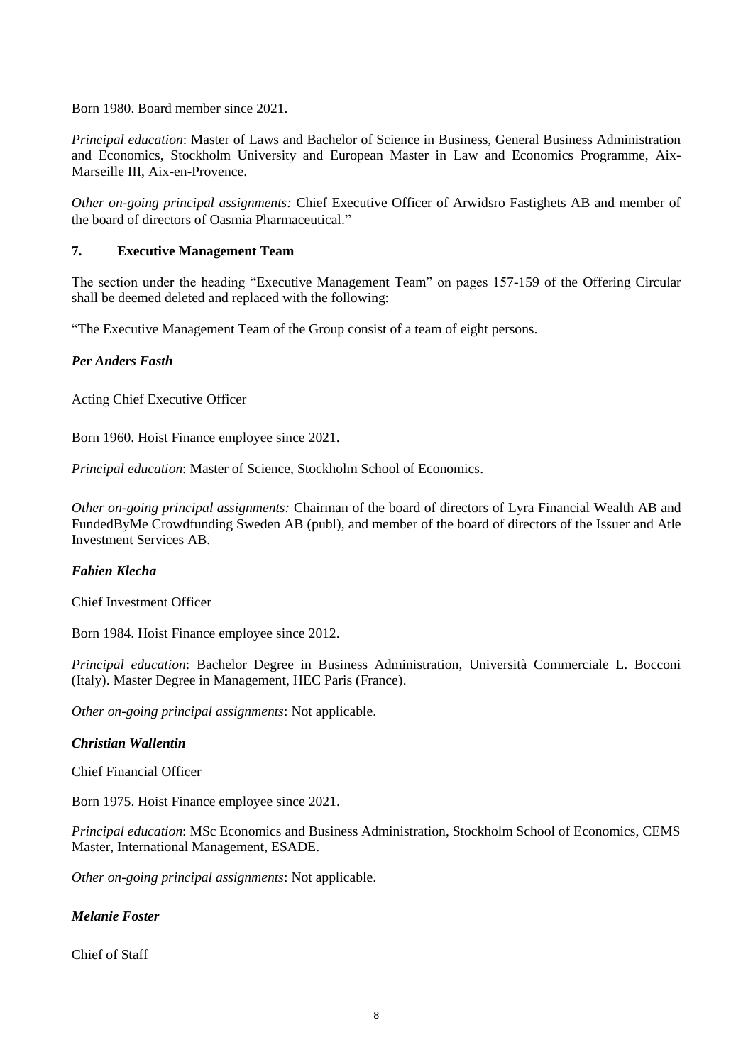Born 1980. Board member since 2021.

*Principal education*: Master of Laws and Bachelor of Science in Business, General Business Administration and Economics, Stockholm University and European Master in Law and Economics Programme, Aix-Marseille III, Aix-en-Provence.

*Other on-going principal assignments:* Chief Executive Officer of Arwidsro Fastighets AB and member of the board of directors of Oasmia Pharmaceutical."

## 7. Executive Management Team

The section under the heading "Executive Management Team" on pages 157-159 of the Offering Circular shall be deemed deleted and replaced with the following:

"The Executive Management Team of the Group consist of a team of eight persons.

***Per Anders Fasth***

Acting Chief Executive Officer

Born 1960. Hoist Finance employee since 2021.

*Principal education*: Master of Science, Stockholm School of Economics.

*Other on-going principal assignments:* Chairman of the board of directors of Lyra Financial Wealth AB and FundedByMe Crowdfunding Sweden AB (publ), and member of the board of directors of the Issuer and Atle Investment Services AB.

***Fabien Klecha***

Chief Investment Officer

Born 1984. Hoist Finance employee since 2012.

*Principal education*: Bachelor Degree in Business Administration, Università Commerciale L. Bocconi (Italy). Master Degree in Management, HEC Paris (France).

*Other on-going principal assignments*: Not applicable.

***Christian Wallentin***

Chief Financial Officer

Born 1975. Hoist Finance employee since 2021.

*Principal education*: MSc Economics and Business Administration, Stockholm School of Economics, CEMS Master, International Management, ESADE.

*Other on-going principal assignments*: Not applicable.

***Melanie Foster***

Chief of Staff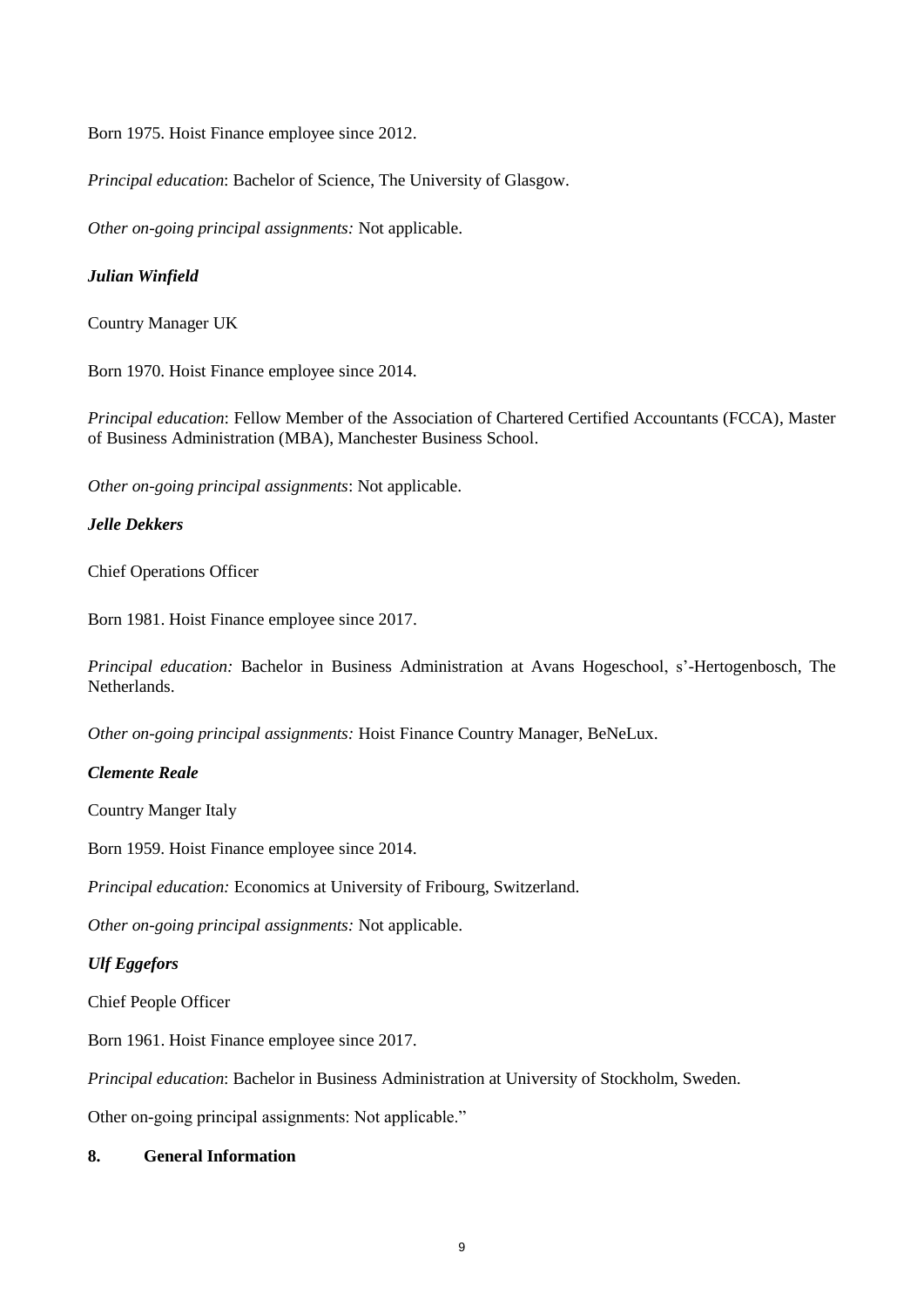Born 1975. Hoist Finance employee since 2012.

*Principal education*: Bachelor of Science, The University of Glasgow.

*Other on-going principal assignments:* Not applicable.

***Julian Winfield***

Country Manager UK

Born 1970. Hoist Finance employee since 2014.

*Principal education*: Fellow Member of the Association of Chartered Certified Accountants (FCCA), Master of Business Administration (MBA), Manchester Business School.

*Other on-going principal assignments*: Not applicable.

***Jelle Dekkers***

Chief Operations Officer

Born 1981. Hoist Finance employee since 2017.

*Principal education:* Bachelor in Business Administration at Avans Hogeschool, s'-Hertogenbosch, The Netherlands.

*Other on-going principal assignments:* Hoist Finance Country Manager, BeNeLux.

***Clemente Reale***

Country Manger Italy

Born 1959. Hoist Finance employee since 2014.

*Principal education:* Economics at University of Fribourg, Switzerland.

*Other on-going principal assignments:* Not applicable.

***Ulf Eggefors***

Chief People Officer

Born 1961. Hoist Finance employee since 2017.

*Principal education*: Bachelor in Business Administration at University of Stockholm, Sweden.

Other on-going principal assignments: Not applicable."

## 8. General Information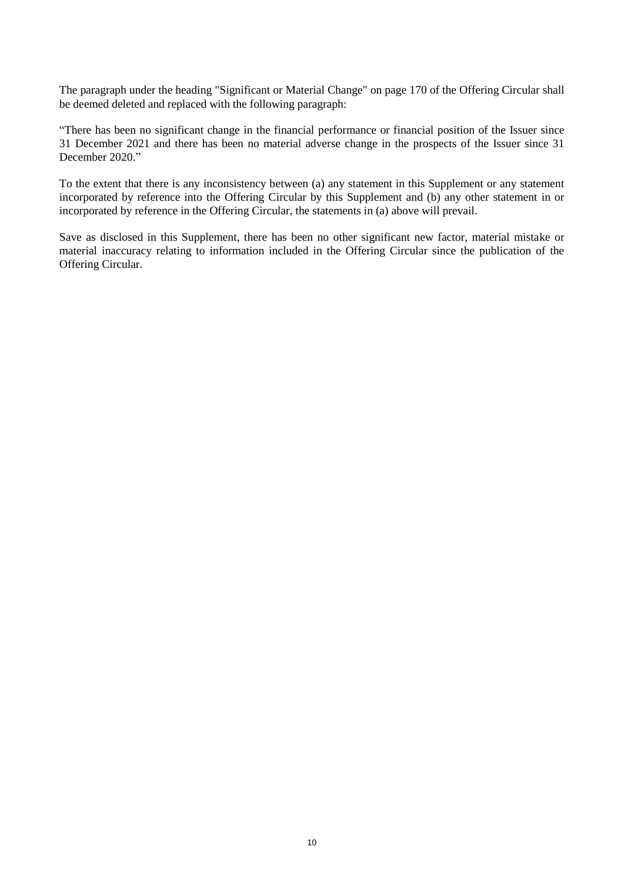The paragraph under the heading "Significant or Material Change" on page 170 of the Offering Circular shall be deemed deleted and replaced with the following paragraph:

"There has been no significant change in the financial performance or financial position of the Issuer since 31 December 2021 and there has been no material adverse change in the prospects of the Issuer since 31 December 2020."

To the extent that there is any inconsistency between (a) any statement in this Supplement or any statement incorporated by reference into the Offering Circular by this Supplement and (b) any other statement in or incorporated by reference in the Offering Circular, the statements in (a) above will prevail.

Save as disclosed in this Supplement, there has been no other significant new factor, material mistake or material inaccuracy relating to information included in the Offering Circular since the publication of the Offering Circular.